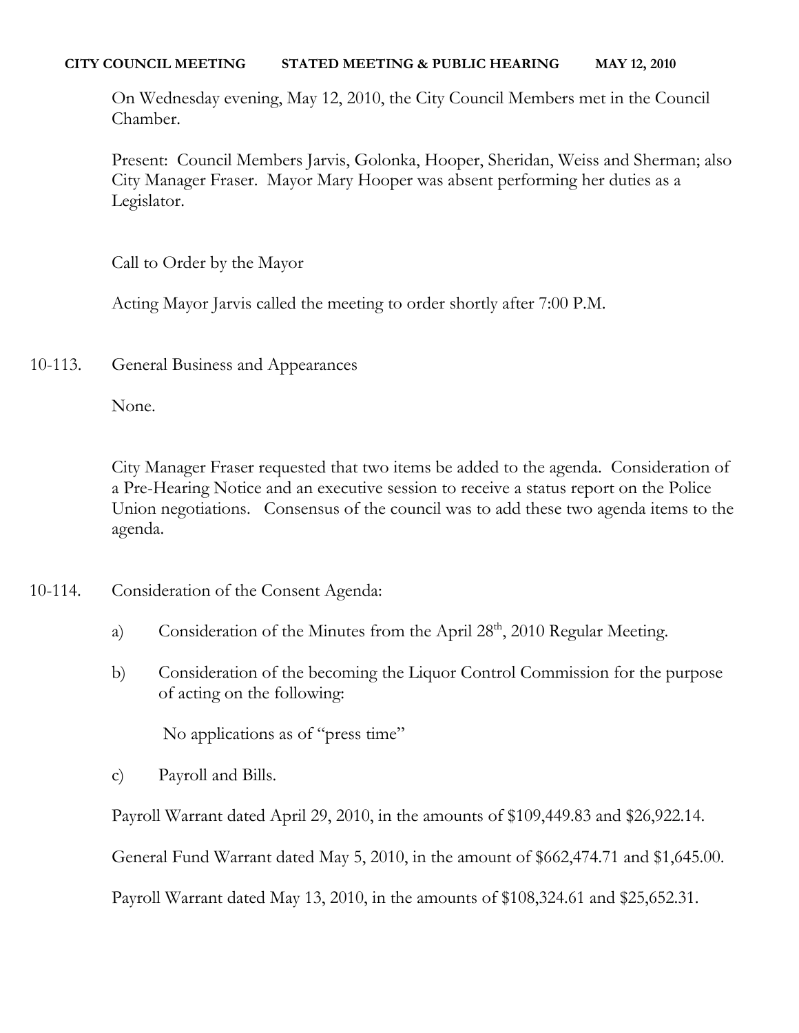**CITY COUNCIL MEETING STATED MEETING & PUBLIC HEARING MAY 12, 2010**

On Wednesday evening, May 12, 2010, the City Council Members met in the Council Chamber.

Present: Council Members Jarvis, Golonka, Hooper, Sheridan, Weiss and Sherman; also City Manager Fraser. Mayor Mary Hooper was absent performing her duties as a Legislator.

Call to Order by the Mayor

Acting Mayor Jarvis called the meeting to order shortly after 7:00 P.M.

10-113. General Business and Appearances

None.

City Manager Fraser requested that two items be added to the agenda. Consideration of a Pre-Hearing Notice and an executive session to receive a status report on the Police Union negotiations. Consensus of the council was to add these two agenda items to the agenda.

10-114. Consideration of the Consent Agenda:

a) Consideration of the Minutes from the April 28th, 2010 Regular Meeting.

b) Consideration of the becoming the Liquor Control Commission for the purpose of acting on the following:

No applications as of "press time"

c) Payroll and Bills.

Payroll Warrant dated April 29, 2010, in the amounts of $109,449.83 and $26,922.14.

General Fund Warrant dated May 5, 2010, in the amount of $662,474.71 and $1,645.00.

Payroll Warrant dated May 13, 2010, in the amounts of $108,324.61 and $25,652.31.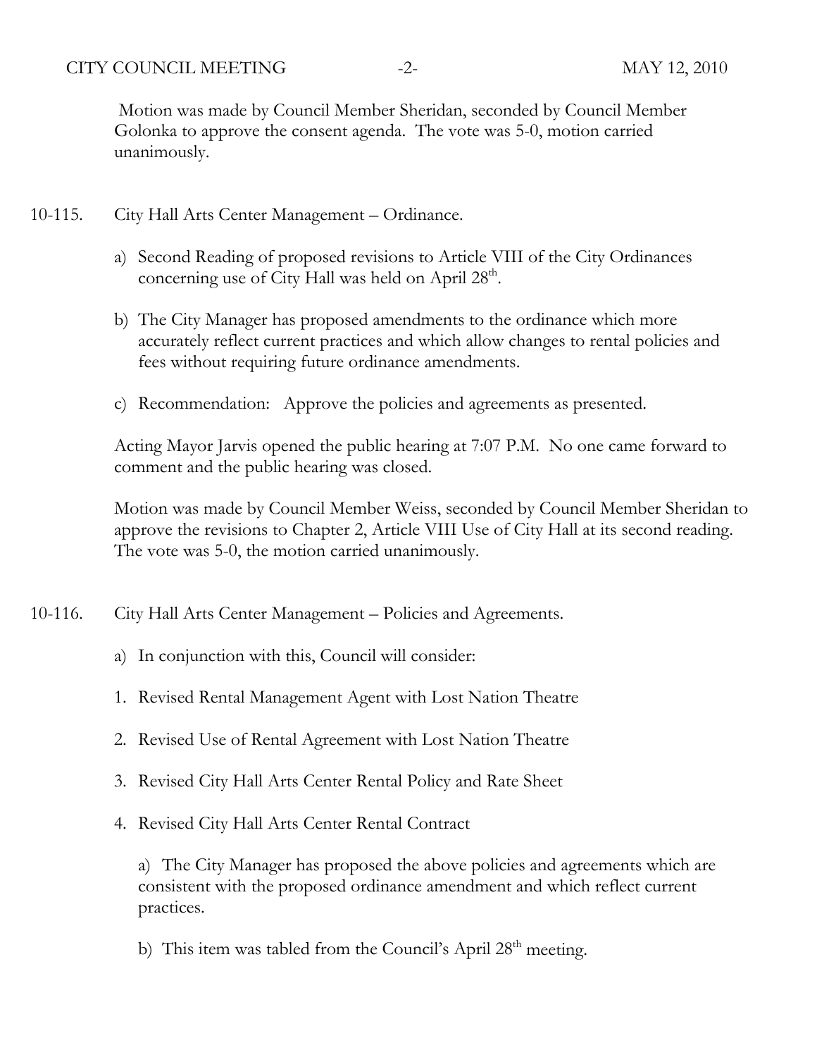Motion was made by Council Member Sheridan, seconded by Council Member Golonka to approve the consent agenda. The vote was 5-0, motion carried unanimously.

10-115. City Hall Arts Center Management – Ordinance.

a) Second Reading of proposed revisions to Article VIII of the City Ordinances concerning use of City Hall was held on April 28th.

b) The City Manager has proposed amendments to the ordinance which more accurately reflect current practices and which allow changes to rental policies and fees without requiring future ordinance amendments.

c) Recommendation: Approve the policies and agreements as presented.

Acting Mayor Jarvis opened the public hearing at 7:07 P.M. No one came forward to comment and the public hearing was closed.

Motion was made by Council Member Weiss, seconded by Council Member Sheridan to approve the revisions to Chapter 2, Article VIII Use of City Hall at its second reading. The vote was 5-0, the motion carried unanimously.

10-116. City Hall Arts Center Management – Policies and Agreements.

a) In conjunction with this, Council will consider:

1. Revised Rental Management Agent with Lost Nation Theatre
2. Revised Use of Rental Agreement with Lost Nation Theatre
3. Revised City Hall Arts Center Rental Policy and Rate Sheet
4. Revised City Hall Arts Center Rental Contract

a) The City Manager has proposed the above policies and agreements which are consistent with the proposed ordinance amendment and which reflect current practices.

b) This item was tabled from the Council's April 28th meeting.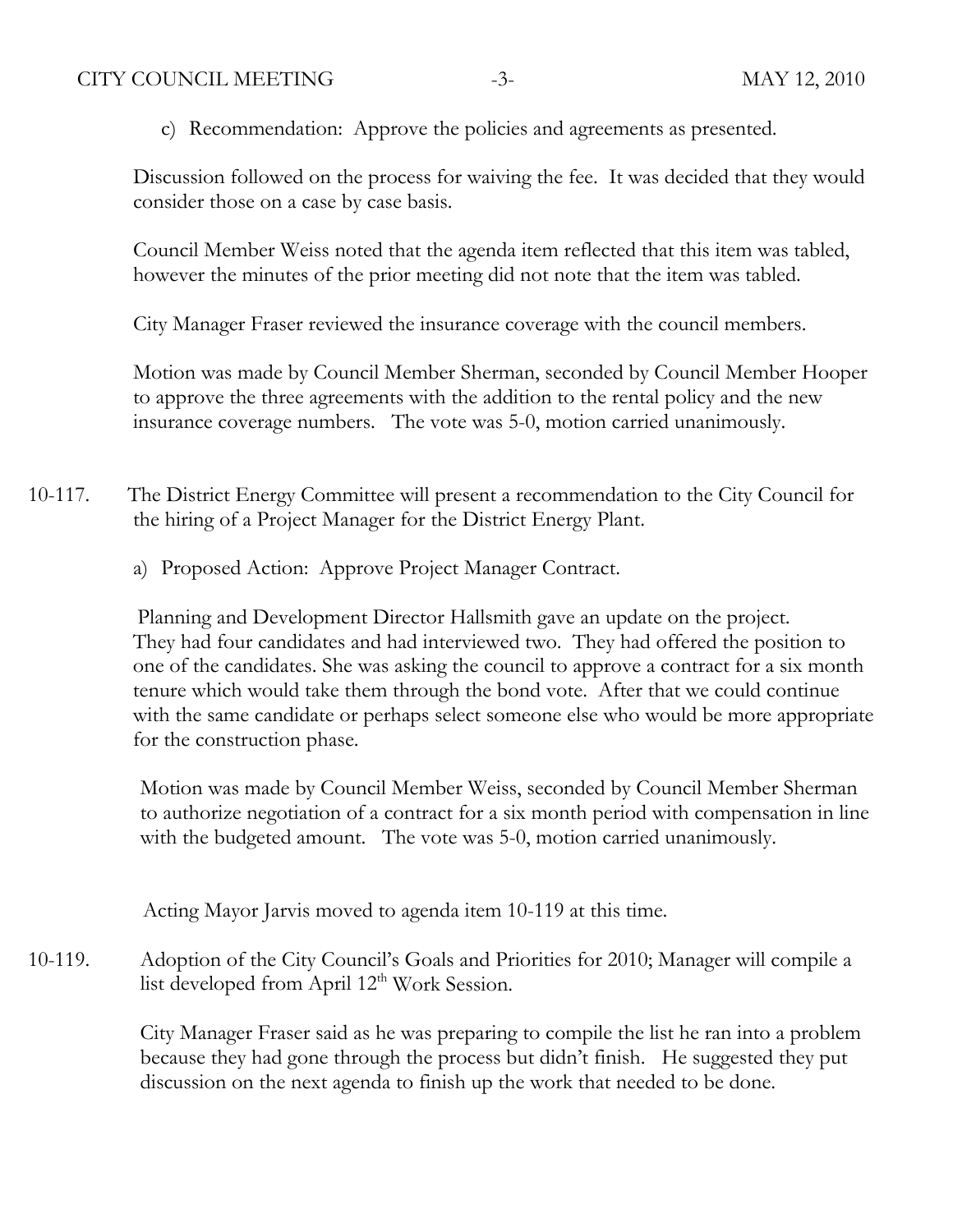c) Recommendation: Approve the policies and agreements as presented.

Discussion followed on the process for waiving the fee. It was decided that they would consider those on a case by case basis.

Council Member Weiss noted that the agenda item reflected that this item was tabled, however the minutes of the prior meeting did not note that the item was tabled.

City Manager Fraser reviewed the insurance coverage with the council members.

Motion was made by Council Member Sherman, seconded by Council Member Hooper to approve the three agreements with the addition to the rental policy and the new insurance coverage numbers. The vote was 5-0, motion carried unanimously.

10-117. The District Energy Committee will present a recommendation to the City Council for the hiring of a Project Manager for the District Energy Plant.

a) Proposed Action: Approve Project Manager Contract.

Planning and Development Director Hallsmith gave an update on the project. They had four candidates and had interviewed two. They had offered the position to one of the candidates. She was asking the council to approve a contract for a six month tenure which would take them through the bond vote. After that we could continue with the same candidate or perhaps select someone else who would be more appropriate for the construction phase.

Motion was made by Council Member Weiss, seconded by Council Member Sherman to authorize negotiation of a contract for a six month period with compensation in line with the budgeted amount. The vote was 5-0, motion carried unanimously.

Acting Mayor Jarvis moved to agenda item 10-119 at this time.

10-119. Adoption of the City Council's Goals and Priorities for 2010; Manager will compile a list developed from April 12th Work Session.

City Manager Fraser said as he was preparing to compile the list he ran into a problem because they had gone through the process but didn't finish. He suggested they put discussion on the next agenda to finish up the work that needed to be done.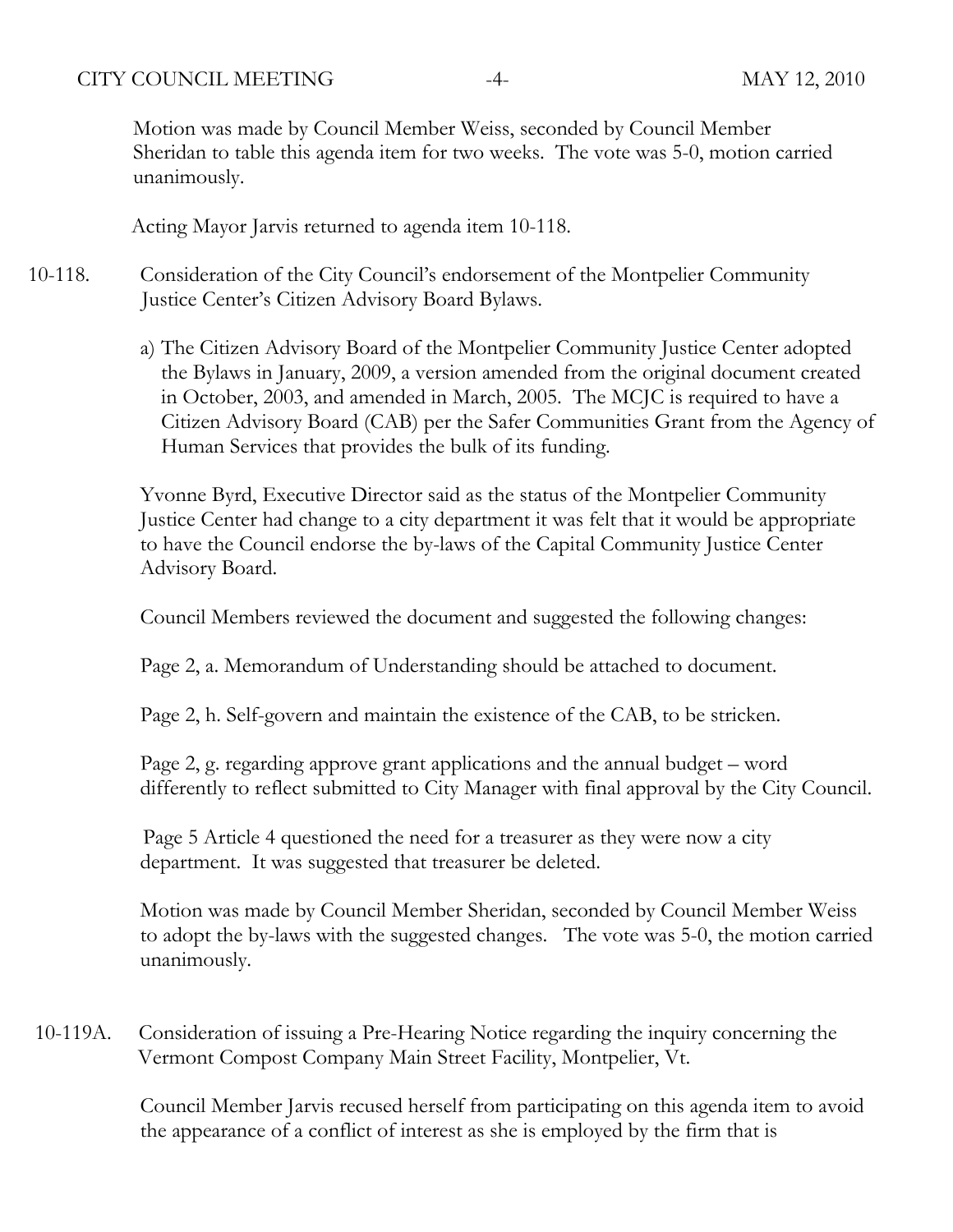Motion was made by Council Member Weiss, seconded by Council Member Sheridan to table this agenda item for two weeks. The vote was 5-0, motion carried unanimously.

Acting Mayor Jarvis returned to agenda item 10-118.

10-118. Consideration of the City Council's endorsement of the Montpelier Community Justice Center's Citizen Advisory Board Bylaws.

a) The Citizen Advisory Board of the Montpelier Community Justice Center adopted the Bylaws in January, 2009, a version amended from the original document created in October, 2003, and amended in March, 2005. The MCJC is required to have a Citizen Advisory Board (CAB) per the Safer Communities Grant from the Agency of Human Services that provides the bulk of its funding.

Yvonne Byrd, Executive Director said as the status of the Montpelier Community Justice Center had change to a city department it was felt that it would be appropriate to have the Council endorse the by-laws of the Capital Community Justice Center Advisory Board.

Council Members reviewed the document and suggested the following changes:

Page 2, a. Memorandum of Understanding should be attached to document.

Page 2, h. Self-govern and maintain the existence of the CAB, to be stricken.

Page 2, g. regarding approve grant applications and the annual budget – word differently to reflect submitted to City Manager with final approval by the City Council.

Page 5 Article 4 questioned the need for a treasurer as they were now a city department. It was suggested that treasurer be deleted.

Motion was made by Council Member Sheridan, seconded by Council Member Weiss to adopt the by-laws with the suggested changes. The vote was 5-0, the motion carried unanimously.

10-119A. Consideration of issuing a Pre-Hearing Notice regarding the inquiry concerning the Vermont Compost Company Main Street Facility, Montpelier, Vt.

Council Member Jarvis recused herself from participating on this agenda item to avoid the appearance of a conflict of interest as she is employed by the firm that is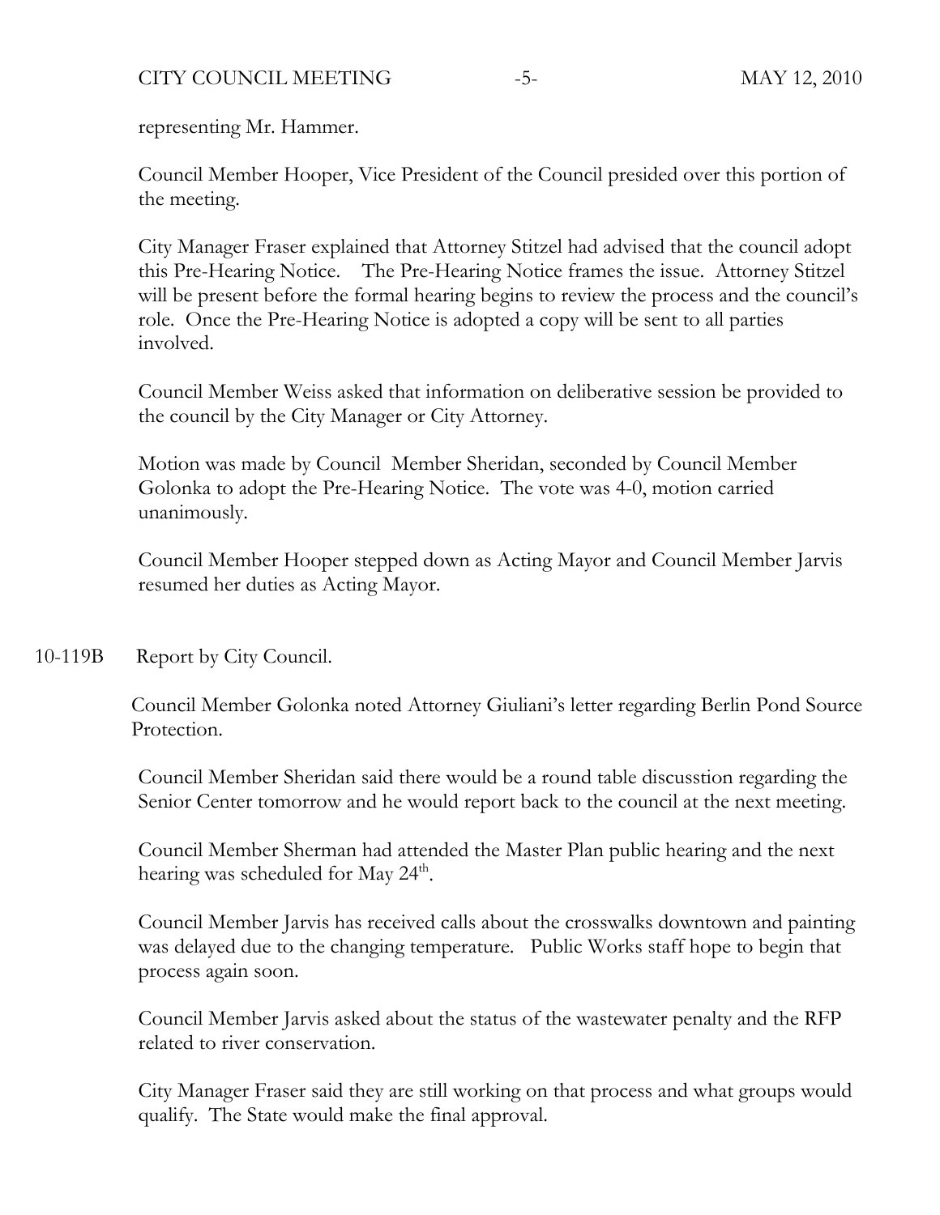representing Mr. Hammer.

Council Member Hooper, Vice President of the Council presided over this portion of the meeting.

City Manager Fraser explained that Attorney Stitzel had advised that the council adopt this Pre-Hearing Notice. The Pre-Hearing Notice frames the issue. Attorney Stitzel will be present before the formal hearing begins to review the process and the council's role. Once the Pre-Hearing Notice is adopted a copy will be sent to all parties involved.

Council Member Weiss asked that information on deliberative session be provided to the council by the City Manager or City Attorney.

Motion was made by Council Member Sheridan, seconded by Council Member Golonka to adopt the Pre-Hearing Notice. The vote was 4-0, motion carried unanimously.

Council Member Hooper stepped down as Acting Mayor and Council Member Jarvis resumed her duties as Acting Mayor.

10-119B Report by City Council.

Council Member Golonka noted Attorney Giuliani's letter regarding Berlin Pond Source Protection.

Council Member Sheridan said there would be a round table discusstion regarding the Senior Center tomorrow and he would report back to the council at the next meeting.

Council Member Sherman had attended the Master Plan public hearing and the next hearing was scheduled for May 24th.

Council Member Jarvis has received calls about the crosswalks downtown and painting was delayed due to the changing temperature. Public Works staff hope to begin that process again soon.

Council Member Jarvis asked about the status of the wastewater penalty and the RFP related to river conservation.

City Manager Fraser said they are still working on that process and what groups would qualify. The State would make the final approval.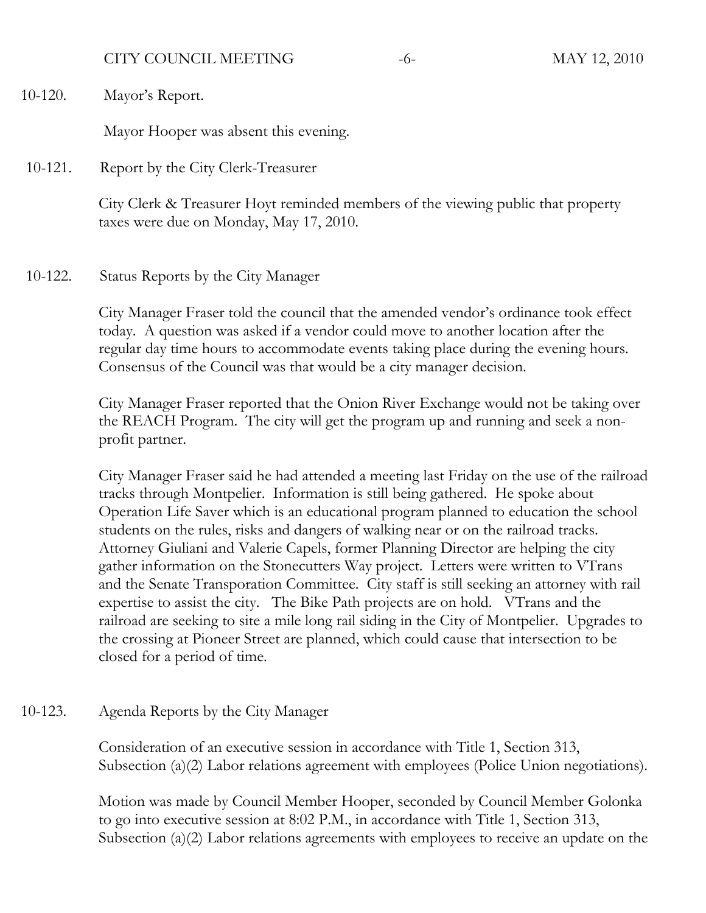10-120. Mayor's Report.

Mayor Hooper was absent this evening.

10-121. Report by the City Clerk-Treasurer

City Clerk & Treasurer Hoyt reminded members of the viewing public that property taxes were due on Monday, May 17, 2010.

10-122. Status Reports by the City Manager

City Manager Fraser told the council that the amended vendor's ordinance took effect today. A question was asked if a vendor could move to another location after the regular day time hours to accommodate events taking place during the evening hours. Consensus of the Council was that would be a city manager decision.

City Manager Fraser reported that the Onion River Exchange would not be taking over the REACH Program. The city will get the program up and running and seek a non-profit partner.

City Manager Fraser said he had attended a meeting last Friday on the use of the railroad tracks through Montpelier. Information is still being gathered. He spoke about Operation Life Saver which is an educational program planned to education the school students on the rules, risks and dangers of walking near or on the railroad tracks. Attorney Giuliani and Valerie Capels, former Planning Director are helping the city gather information on the Stonecutters Way project. Letters were written to VTrans and the Senate Transporation Committee. City staff is still seeking an attorney with rail expertise to assist the city. The Bike Path projects are on hold. VTrans and the railroad are seeking to site a mile long rail siding in the City of Montpelier. Upgrades to the crossing at Pioneer Street are planned, which could cause that intersection to be closed for a period of time.

10-123. Agenda Reports by the City Manager

Consideration of an executive session in accordance with Title 1, Section 313, Subsection (a)(2) Labor relations agreement with employees (Police Union negotiations).

Motion was made by Council Member Hooper, seconded by Council Member Golonka to go into executive session at 8:02 P.M., in accordance with Title 1, Section 313, Subsection (a)(2) Labor relations agreements with employees to receive an update on the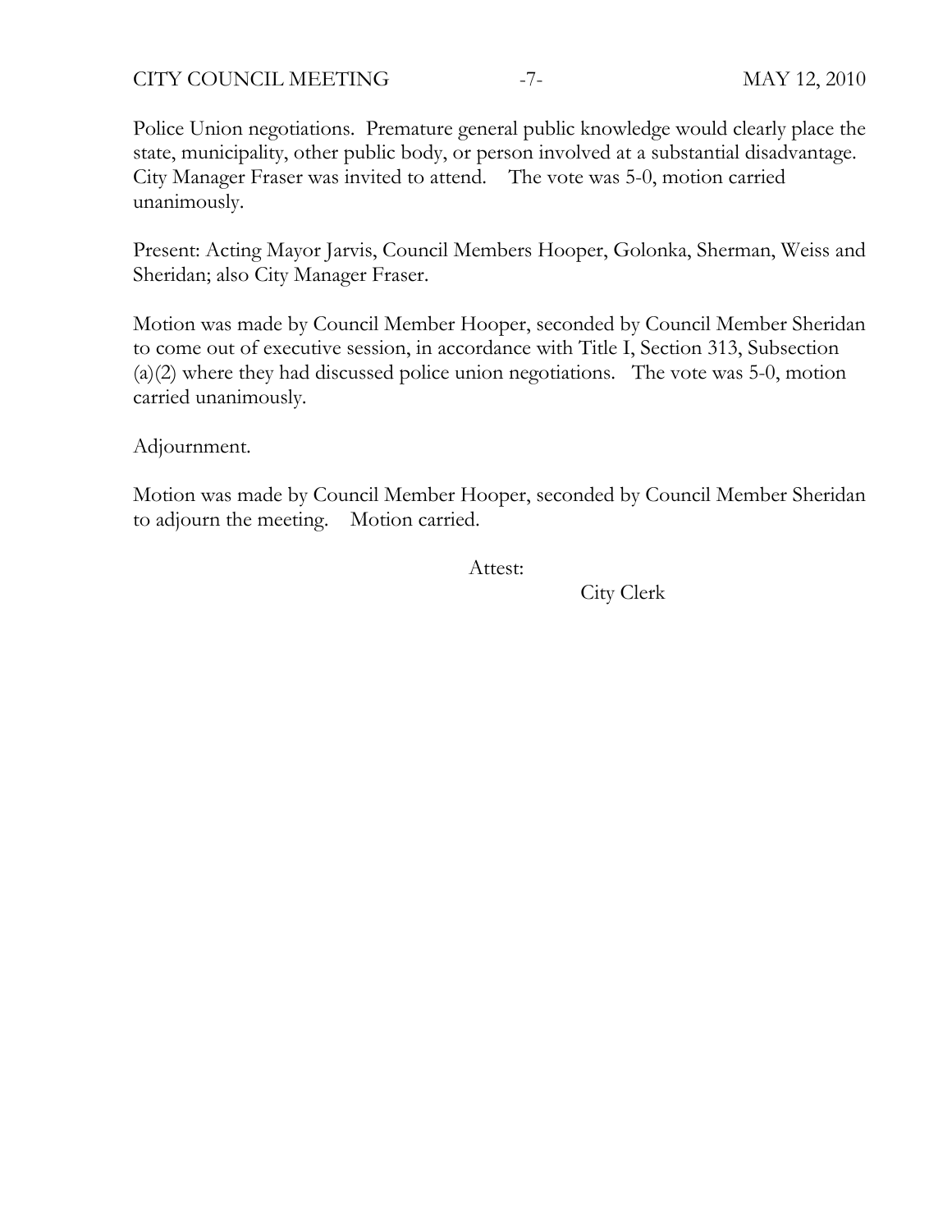Police Union negotiations. Premature general public knowledge would clearly place the state, municipality, other public body, or person involved at a substantial disadvantage. City Manager Fraser was invited to attend. The vote was 5-0, motion carried unanimously.

Present: Acting Mayor Jarvis, Council Members Hooper, Golonka, Sherman, Weiss and Sheridan; also City Manager Fraser.

Motion was made by Council Member Hooper, seconded by Council Member Sheridan to come out of executive session, in accordance with Title I, Section 313, Subsection (a)(2) where they had discussed police union negotiations. The vote was 5-0, motion carried unanimously.

Adjournment.

Motion was made by Council Member Hooper, seconded by Council Member Sheridan to adjourn the meeting. Motion carried.

Attest:

City Clerk